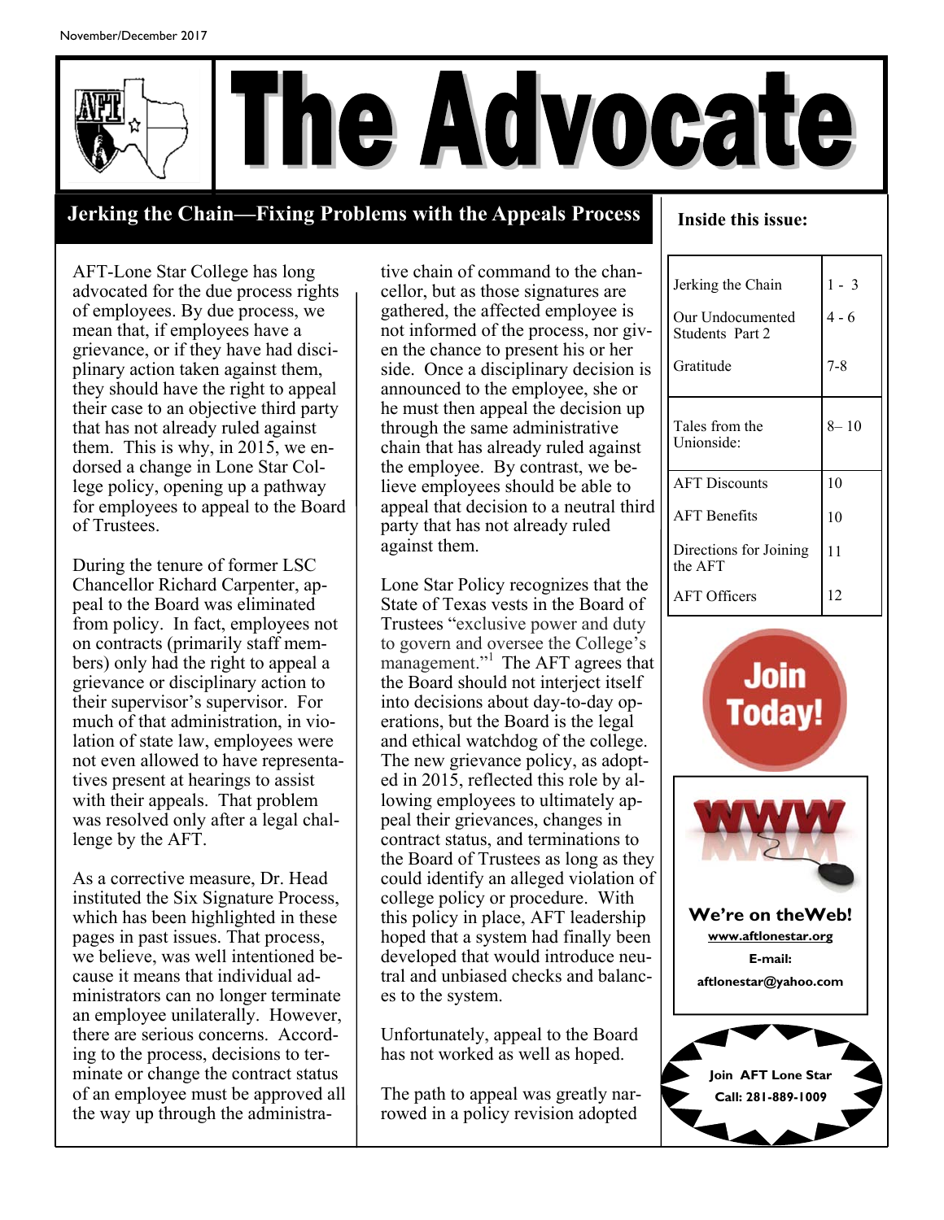November/December 2017

# The Advocate

## Jerking the Chain—Fixing Problems with the Appeals Process

AFT-Lone Star College has long advocated for the due process rights of employees. By due process, we mean that, if employees have a grievance, or if they have had disciplinary action taken against them, they should have the right to appeal their case to an objective third party that has not already ruled against them. This is why, in 2015, we endorsed a change in Lone Star College policy, opening up a pathway for employees to appeal to the Board of Trustees.

During the tenure of former LSC Chancellor Richard Carpenter, appeal to the Board was eliminated from policy. In fact, employees not on contracts (primarily staff members) only had the right to appeal a grievance or disciplinary action to their supervisor's supervisor. For much of that administration, in violation of state law, employees were not even allowed to have representatives present at hearings to assist with their appeals. That problem was resolved only after a legal challenge by the AFT.

As a corrective measure, Dr. Head instituted the Six Signature Process, which has been highlighted in these pages in past issues. That process, we believe, was well intentioned because it means that individual administrators can no longer terminate an employee unilaterally. However, there are serious concerns. According to the process, decisions to terminate or change the contract status of an employee must be approved all the way up through the administrative chain of command to the chancellor, but as those signatures are gathered, the affected employee is not informed of the process, nor given the chance to present his or her side. Once a disciplinary decision is announced to the employee, she or he must then appeal the decision up through the same administrative chain that has already ruled against the employee. By contrast, we believe employees should be able to appeal that decision to a neutral third party that has not already ruled against them.

Lone Star Policy recognizes that the State of Texas vests in the Board of Trustees "exclusive power and duty to govern and oversee the College's management."[1] The AFT agrees that the Board should not interject itself into decisions about day-to-day operations, but the Board is the legal and ethical watchdog of the college. The new grievance policy, as adopted in 2015, reflected this role by allowing employees to ultimately appeal their grievances, changes in contract status, and terminations to the Board of Trustees as long as they could identify an alleged violation of college policy or procedure. With this policy in place, AFT leadership hoped that a system had finally been developed that would introduce neutral and unbiased checks and balances to the system.

Unfortunately, appeal to the Board has not worked as well as hoped.

The path to appeal was greatly narrowed in a policy revision adopted

**Inside this issue:**

| | |
|---|---|
| Jerking the Chain | 1 - 3 |
| Our Undocumented Students Part 2 | 4 - 6 |
| Gratitude | 7-8 |
| Tales from the Unionside: | 8– 10 |
| AFT Discounts | 10 |
| AFT Benefits | 10 |
| Directions for Joining the AFT | 11 |
| AFT Officers | 12 |

**Join Today!**

**We're on the Web!**
**www.aftlonestar.org**
**E-mail:**
**aftlonestar@yahoo.com**

**Join AFT Lone Star**
**Call: 281-889-1009**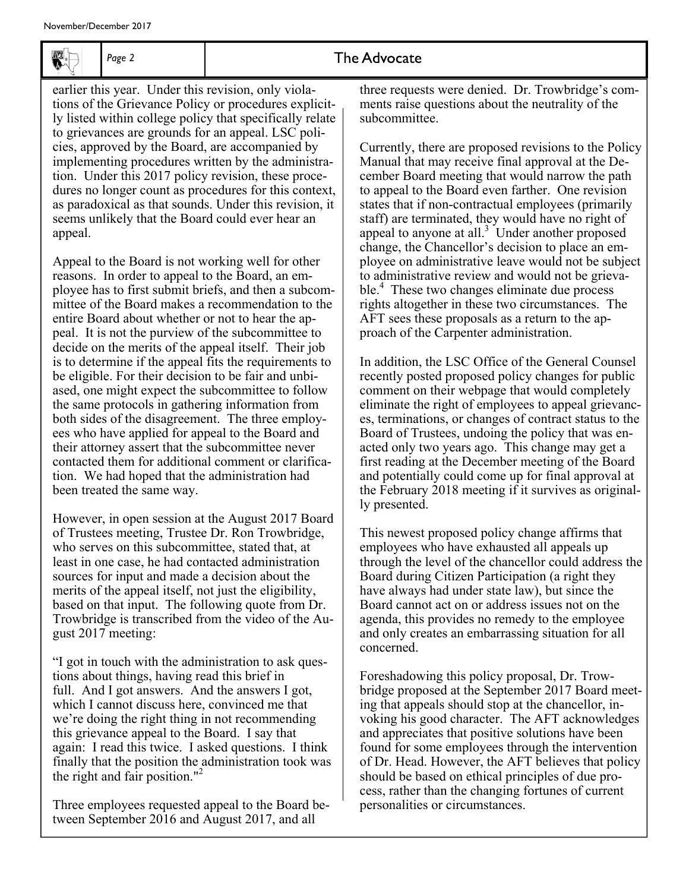earlier this year. Under this revision, only violations of the Grievance Policy or procedures explicitly listed within college policy that specifically relate to grievances are grounds for an appeal. LSC policies, approved by the Board, are accompanied by implementing procedures written by the administration. Under this 2017 policy revision, these procedures no longer count as procedures for this context, as paradoxical as that sounds. Under this revision, it seems unlikely that the Board could ever hear an appeal.

Appeal to the Board is not working well for other reasons. In order to appeal to the Board, an employee has to first submit briefs, and then a subcommittee of the Board makes a recommendation to the entire Board about whether or not to hear the appeal. It is not the purview of the subcommittee to decide on the merits of the appeal itself. Their job is to determine if the appeal fits the requirements to be eligible. For their decision to be fair and unbiased, one might expect the subcommittee to follow the same protocols in gathering information from both sides of the disagreement. The three employees who have applied for appeal to the Board and their attorney assert that the subcommittee never contacted them for additional comment or clarification. We had hoped that the administration had been treated the same way.

However, in open session at the August 2017 Board of Trustees meeting, Trustee Dr. Ron Trowbridge, who serves on this subcommittee, stated that, at least in one case, he had contacted administration sources for input and made a decision about the merits of the appeal itself, not just the eligibility, based on that input. The following quote from Dr. Trowbridge is transcribed from the video of the August 2017 meeting:

"I got in touch with the administration to ask questions about things, having read this brief in full. And I got answers. And the answers I got, which I cannot discuss here, convinced me that we're doing the right thing in not recommending this grievance appeal to the Board. I say that again: I read this twice. I asked questions. I think finally that the position the administration took was the right and fair position."[2]

Three employees requested appeal to the Board between September 2016 and August 2017, and all three requests were denied. Dr. Trowbridge's comments raise questions about the neutrality of the subcommittee.

Currently, there are proposed revisions to the Policy Manual that may receive final approval at the December Board meeting that would narrow the path to appeal to the Board even farther. One revision states that if non-contractual employees (primarily staff) are terminated, they would have no right of appeal to anyone at all.[3] Under another proposed change, the Chancellor's decision to place an employee on administrative leave would not be subject to administrative review and would not be grievable.[4] These two changes eliminate due process rights altogether in these two circumstances. The AFT sees these proposals as a return to the approach of the Carpenter administration.

In addition, the LSC Office of the General Counsel recently posted proposed policy changes for public comment on their webpage that would completely eliminate the right of employees to appeal grievances, terminations, or changes of contract status to the Board of Trustees, undoing the policy that was enacted only two years ago. This change may get a first reading at the December meeting of the Board and potentially could come up for final approval at the February 2018 meeting if it survives as originally presented.

This newest proposed policy change affirms that employees who have exhausted all appeals up through the level of the chancellor could address the Board during Citizen Participation (a right they have always had under state law), but since the Board cannot act on or address issues not on the agenda, this provides no remedy to the employee and only creates an embarrassing situation for all concerned.

Foreshadowing this policy proposal, Dr. Trowbridge proposed at the September 2017 Board meeting that appeals should stop at the chancellor, invoking his good character. The AFT acknowledges and appreciates that positive solutions have been found for some employees through the intervention of Dr. Head. However, the AFT believes that policy should be based on ethical principles of due process, rather than the changing fortunes of current personalities or circumstances.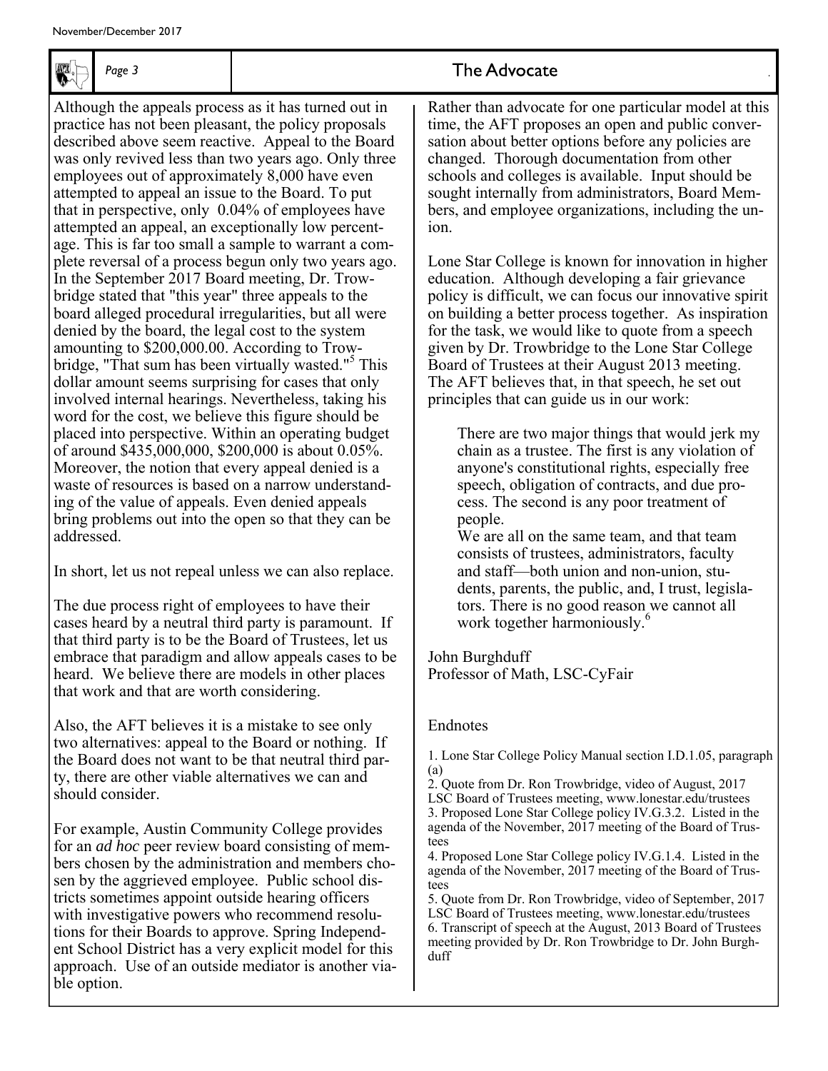Although the appeals process as it has turned out in practice has not been pleasant, the policy proposals described above seem reactive. Appeal to the Board was only revived less than two years ago. Only three employees out of approximately 8,000 have even attempted to appeal an issue to the Board. To put that in perspective, only 0.04% of employees have attempted an appeal, an exceptionally low percentage. This is far too small a sample to warrant a complete reversal of a process begun only two years ago. In the September 2017 Board meeting, Dr. Trowbridge stated that "this year" three appeals to the board alleged procedural irregularities, but all were denied by the board, the legal cost to the system amounting to $200,000.00. According to Trowbridge, "That sum has been virtually wasted."[5] This dollar amount seems surprising for cases that only involved internal hearings. Nevertheless, taking his word for the cost, we believe this figure should be placed into perspective. Within an operating budget of around $435,000,000, $200,000 is about 0.05%. Moreover, the notion that every appeal denied is a waste of resources is based on a narrow understanding of the value of appeals. Even denied appeals bring problems out into the open so that they can be addressed.

In short, let us not repeal unless we can also replace.

The due process right of employees to have their cases heard by a neutral third party is paramount. If that third party is to be the Board of Trustees, let us embrace that paradigm and allow appeals cases to be heard. We believe there are models in other places that work and that are worth considering.

Also, the AFT believes it is a mistake to see only two alternatives: appeal to the Board or nothing. If the Board does not want to be that neutral third party, there are other viable alternatives we can and should consider.

For example, Austin Community College provides for an *ad hoc* peer review board consisting of members chosen by the administration and members chosen by the aggrieved employee. Public school districts sometimes appoint outside hearing officers with investigative powers who recommend resolutions for their Boards to approve. Spring Independent School District has a very explicit model for this approach. Use of an outside mediator is another viable option.

Rather than advocate for one particular model at this time, the AFT proposes an open and public conversation about better options before any policies are changed. Thorough documentation from other schools and colleges is available. Input should be sought internally from administrators, Board Members, and employee organizations, including the union.

Lone Star College is known for innovation in higher education. Although developing a fair grievance policy is difficult, we can focus our innovative spirit on building a better process together. As inspiration for the task, we would like to quote from a speech given by Dr. Trowbridge to the Lone Star College Board of Trustees at their August 2013 meeting. The AFT believes that, in that speech, he set out principles that can guide us in our work:

> There are two major things that would jerk my chain as a trustee. The first is any violation of anyone's constitutional rights, especially free speech, obligation of contracts, and due process. The second is any poor treatment of people.
>
> We are all on the same team, and that team consists of trustees, administrators, faculty and staff—both union and non-union, students, parents, the public, and, I trust, legislators. There is no good reason we cannot all work together harmoniously.[6]

John Burghduff
Professor of Math, LSC-CyFair

Endnotes

1. Lone Star College Policy Manual section I.D.1.05, paragraph (a)
2. Quote from Dr. Ron Trowbridge, video of August, 2017 LSC Board of Trustees meeting, www.lonestar.edu/trustees
3. Proposed Lone Star College policy IV.G.3.2. Listed in the agenda of the November, 2017 meeting of the Board of Trustees
4. Proposed Lone Star College policy IV.G.1.4. Listed in the agenda of the November, 2017 meeting of the Board of Trustees
5. Quote from Dr. Ron Trowbridge, video of September, 2017 LSC Board of Trustees meeting, www.lonestar.edu/trustees
6. Transcript of speech at the August, 2013 Board of Trustees meeting provided by Dr. Ron Trowbridge to Dr. John Burghduff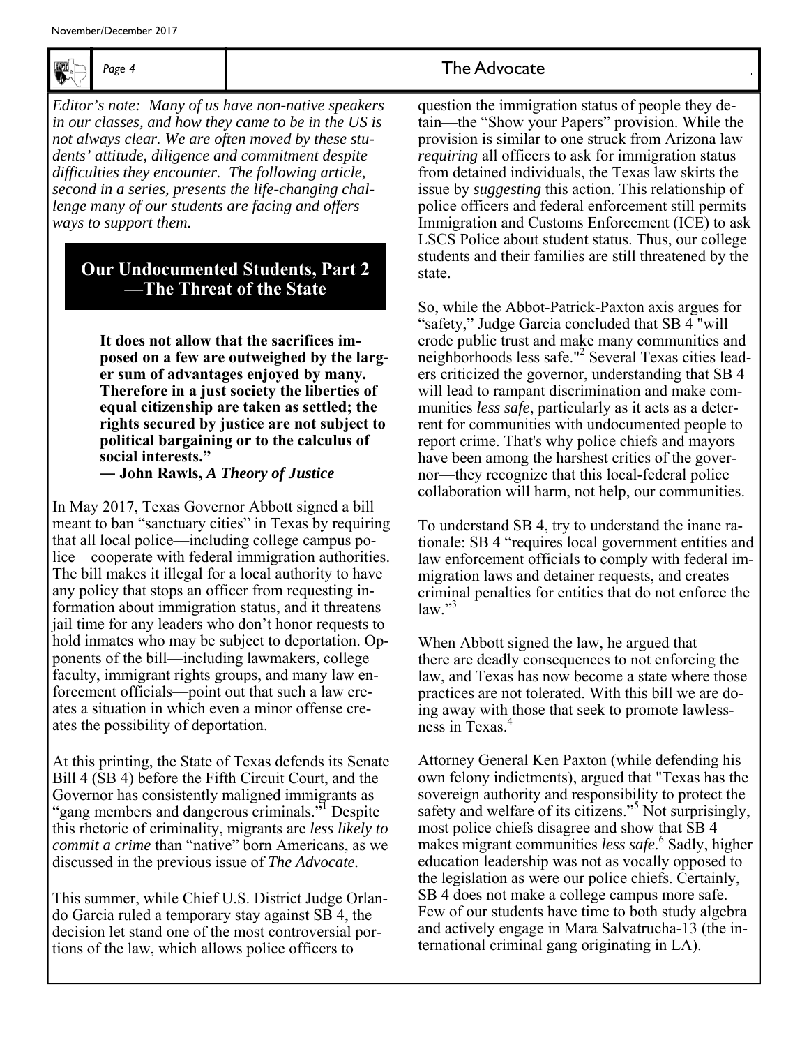*Editor's note: Many of us have non-native speakers in our classes, and how they came to be in the US is not always clear. We are often moved by these students' attitude, diligence and commitment despite difficulties they encounter. The following article, second in a series, presents the life-changing challenge many of our students are facing and offers ways to support them.*

## Our Undocumented Students, Part 2 —The Threat of the State

> **It does not allow that the sacrifices imposed on a few are outweighed by the larger sum of advantages enjoyed by many. Therefore in a just society the liberties of equal citizenship are taken as settled; the rights secured by justice are not subject to political bargaining or to the calculus of social interests."**
> **— John Rawls, *A Theory of Justice***

In May 2017, Texas Governor Abbott signed a bill meant to ban "sanctuary cities" in Texas by requiring that all local police—including college campus police—cooperate with federal immigration authorities. The bill makes it illegal for a local authority to have any policy that stops an officer from requesting information about immigration status, and it threatens jail time for any leaders who don't honor requests to hold inmates who may be subject to deportation. Opponents of the bill—including lawmakers, college faculty, immigrant rights groups, and many law enforcement officials—point out that such a law creates a situation in which even a minor offense creates the possibility of deportation.

At this printing, the State of Texas defends its Senate Bill 4 (SB 4) before the Fifth Circuit Court, and the Governor has consistently maligned immigrants as "gang members and dangerous criminals."[1] Despite this rhetoric of criminality, migrants are *less likely to commit a crime* than "native" born Americans, as we discussed in the previous issue of *The Advocate.*

This summer, while Chief U.S. District Judge Orlando Garcia ruled a temporary stay against SB 4, the decision let stand one of the most controversial portions of the law, which allows police officers to question the immigration status of people they detain—the "Show your Papers" provision. While the provision is similar to one struck from Arizona law *requiring* all officers to ask for immigration status from detained individuals, the Texas law skirts the issue by *suggesting* this action. This relationship of police officers and federal enforcement still permits Immigration and Customs Enforcement (ICE) to ask LSCS Police about student status. Thus, our college students and their families are still threatened by the state.

So, while the Abbot-Patrick-Paxton axis argues for "safety," Judge Garcia concluded that SB 4 "will erode public trust and make many communities and neighborhoods less safe."[2] Several Texas cities leaders criticized the governor, understanding that SB 4 will lead to rampant discrimination and make communities *less safe*, particularly as it acts as a deterrent for communities with undocumented people to report crime. That's why police chiefs and mayors have been among the harshest critics of the governor—they recognize that this local-federal police collaboration will harm, not help, our communities.

To understand SB 4, try to understand the inane rationale: SB 4 "requires local government entities and law enforcement officials to comply with federal immigration laws and detainer requests, and creates criminal penalties for entities that do not enforce the law."[3]

When Abbott signed the law, he argued that there are deadly consequences to not enforcing the law, and Texas has now become a state where those practices are not tolerated. With this bill we are doing away with those that seek to promote lawlessness in Texas.[4]

Attorney General Ken Paxton (while defending his own felony indictments), argued that "Texas has the sovereign authority and responsibility to protect the safety and welfare of its citizens."[5] Not surprisingly, most police chiefs disagree and show that SB 4 makes migrant communities *less safe*.[6] Sadly, higher education leadership was not as vocally opposed to the legislation as were our police chiefs. Certainly, SB 4 does not make a college campus more safe. Few of our students have time to both study algebra and actively engage in Mara Salvatrucha-13 (the international criminal gang originating in LA).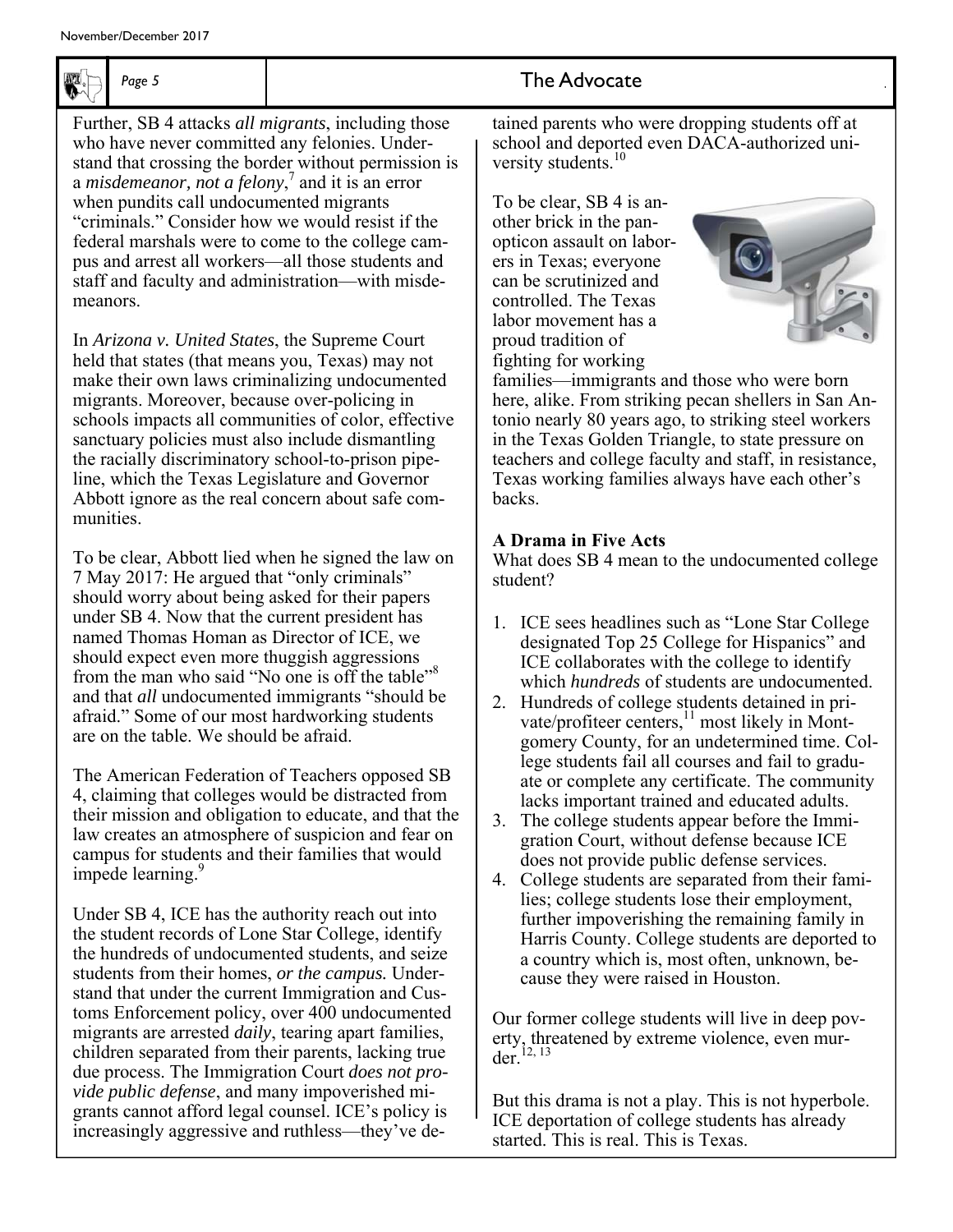Further, SB 4 attacks *all migrants*, including those who have never committed any felonies. Understand that crossing the border without permission is a *misdemeanor, not a felony*,[7] and it is an error when pundits call undocumented migrants "criminals." Consider how we would resist if the federal marshals were to come to the college campus and arrest all workers—all those students and staff and faculty and administration—with misdemeanors.

In *Arizona v. United States*, the Supreme Court held that states (that means you, Texas) may not make their own laws criminalizing undocumented migrants. Moreover, because over-policing in schools impacts all communities of color, effective sanctuary policies must also include dismantling the racially discriminatory school-to-prison pipeline, which the Texas Legislature and Governor Abbott ignore as the real concern about safe communities.

To be clear, Abbott lied when he signed the law on 7 May 2017: He argued that "only criminals" should worry about being asked for their papers under SB 4. Now that the current president has named Thomas Homan as Director of ICE, we should expect even more thuggish aggressions from the man who said "No one is off the table"[8] and that *all* undocumented immigrants "should be afraid." Some of our most hardworking students are on the table. We should be afraid.

The American Federation of Teachers opposed SB 4, claiming that colleges would be distracted from their mission and obligation to educate, and that the law creates an atmosphere of suspicion and fear on campus for students and their families that would impede learning.[9]

Under SB 4, ICE has the authority reach out into the student records of Lone Star College, identify the hundreds of undocumented students, and seize students from their homes, *or the campus.* Understand that under the current Immigration and Customs Enforcement policy, over 400 undocumented migrants are arrested *daily*, tearing apart families, children separated from their parents, lacking true due process. The Immigration Court *does not provide public defense*, and many impoverished migrants cannot afford legal counsel. ICE's policy is increasingly aggressive and ruthless—they've detained parents who were dropping students off at school and deported even DACA-authorized university students.[10]

To be clear, SB 4 is another brick in the panopticon assault on laborers in Texas; everyone can be scrutinized and controlled. The Texas labor movement has a proud tradition of fighting for working families—immigrants and those who were born here, alike. From striking pecan shellers in San Antonio nearly 80 years ago, to striking steel workers in the Texas Golden Triangle, to state pressure on teachers and college faculty and staff, in resistance, Texas working families always have each other's backs.

**A Drama in Five Acts**

What does SB 4 mean to the undocumented college student?

1. ICE sees headlines such as "Lone Star College designated Top 25 College for Hispanics" and ICE collaborates with the college to identify which *hundreds* of students are undocumented.
2. Hundreds of college students detained in private/profiteer centers,[11] most likely in Montgomery County, for an undetermined time. College students fail all courses and fail to graduate or complete any certificate. The community lacks important trained and educated adults.
3. The college students appear before the Immigration Court, without defense because ICE does not provide public defense services.
4. College students are separated from their families; college students lose their employment, further impoverishing the remaining family in Harris County. College students are deported to a country which is, most often, unknown, because they were raised in Houston.

Our former college students will live in deep poverty, threatened by extreme violence, even murder.[12, 13]

But this drama is not a play. This is not hyperbole. ICE deportation of college students has already started. This is real. This is Texas.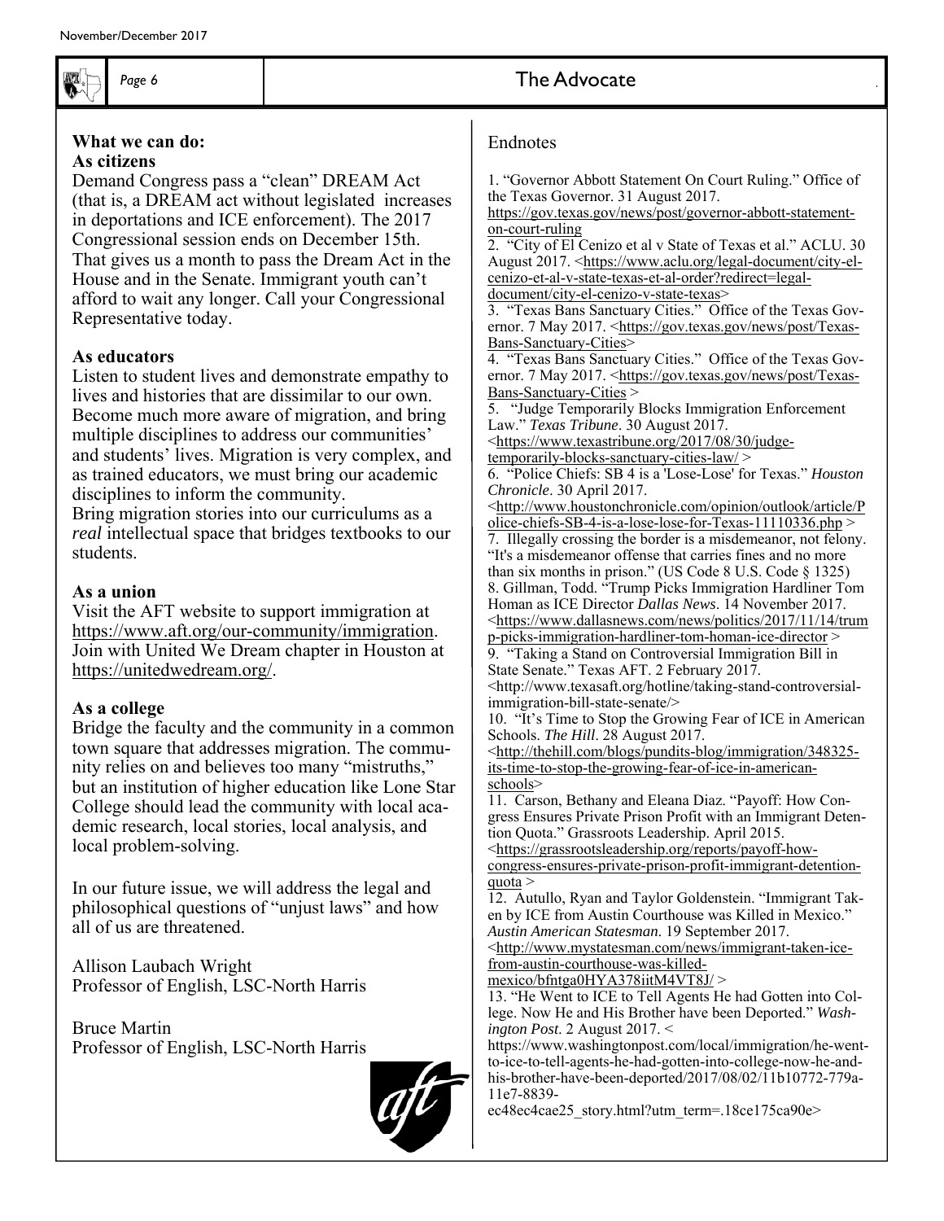### What we can do:

### As citizens

Demand Congress pass a "clean" DREAM Act (that is, a DREAM act without legislated increases in deportations and ICE enforcement). The 2017 Congressional session ends on December 15th. That gives us a month to pass the Dream Act in the House and in the Senate. Immigrant youth can't afford to wait any longer. Call your Congressional Representative today.

### As educators

Listen to student lives and demonstrate empathy to lives and histories that are dissimilar to our own. Become much more aware of migration, and bring multiple disciplines to address our communities' and students' lives. Migration is very complex, and as trained educators, we must bring our academic disciplines to inform the community.

Bring migration stories into our curriculums as a *real* intellectual space that bridges textbooks to our students.

### As a union

Visit the AFT website to support immigration at https://www.aft.org/our-community/immigration. Join with United We Dream chapter in Houston at https://unitedwedream.org/.

### As a college

Bridge the faculty and the community in a common town square that addresses migration. The community relies on and believes too many "mistruths," but an institution of higher education like Lone Star College should lead the community with local academic research, local stories, local analysis, and local problem-solving.

In our future issue, we will address the legal and philosophical questions of "unjust laws" and how all of us are threatened.

Allison Laubach Wright
Professor of English, LSC-North Harris

Bruce Martin
Professor of English, LSC-North Harris

## Endnotes

1. "Governor Abbott Statement On Court Ruling." Office of the Texas Governor. 31 August 2017. https://gov.texas.gov/news/post/governor-abbott-statement-on-court-ruling
2. "City of El Cenizo et al v State of Texas et al." ACLU. 30 August 2017. <https://www.aclu.org/legal-document/city-el-cenizo-et-al-v-state-texas-et-al-order?redirect=legal-document/city-el-cenizo-v-state-texas>
3. "Texas Bans Sanctuary Cities." Office of the Texas Governor. 7 May 2017. <https://gov.texas.gov/news/post/Texas-Bans-Sanctuary-Cities>
4. "Texas Bans Sanctuary Cities." Office of the Texas Governor. 7 May 2017. <https://gov.texas.gov/news/post/Texas-Bans-Sanctuary-Cities >
5. "Judge Temporarily Blocks Immigration Enforcement Law." *Texas Tribune*. 30 August 2017. <https://www.texastribune.org/2017/08/30/judge-temporarily-blocks-sanctuary-cities-law/ >
6. "Police Chiefs: SB 4 is a 'Lose-Lose' for Texas." *Houston Chronicle*. 30 April 2017. <http://www.houstonchronicle.com/opinion/outlook/article/Police-chiefs-SB-4-is-a-lose-lose-for-Texas-11110336.php >
7. Illegally crossing the border is a misdemeanor, not felony. "It's a misdemeanor offense that carries fines and no more than six months in prison." (US Code 8 U.S. Code § 1325)
8. Gillman, Todd. "Trump Picks Immigration Hardliner Tom Homan as ICE Director *Dallas News*. 14 November 2017. <https://www.dallasnews.com/news/politics/2017/11/14/trump-picks-immigration-hardliner-tom-homan-ice-director >
9. "Taking a Stand on Controversial Immigration Bill in State Senate." Texas AFT. 2 February 2017. <http://www.texasaft.org/hotline/taking-stand-controversial-immigration-bill-state-senate/>
10. "It's Time to Stop the Growing Fear of ICE in American Schools. *The Hill*. 28 August 2017. <http://thehill.com/blogs/pundits-blog/immigration/348325-its-time-to-stop-the-growing-fear-of-ice-in-american-schools>
11. Carson, Bethany and Eleana Diaz. "Payoff: How Congress Ensures Private Prison Profit with an Immigrant Detention Quota." Grassroots Leadership. April 2015. <https://grassrootsleadership.org/reports/payoff-how-congress-ensures-private-prison-profit-immigrant-detention-quota >
12. Autullo, Ryan and Taylor Goldenstein. "Immigrant Taken by ICE from Austin Courthouse was Killed in Mexico." *Austin American Statesman*. 19 September 2017. <http://www.mystatesman.com/news/immigrant-taken-ice-from-austin-courthouse-was-killed-mexico/bfntga0HYA378iitM4VT8J/ >
13. "He Went to ICE to Tell Agents He had Gotten into College. Now He and His Brother have been Deported." *Washington Post*. 2 August 2017. < https://www.washingtonpost.com/local/immigration/he-went-to-ice-to-tell-agents-he-had-gotten-into-college-now-he-and-his-brother-have-been-deported/2017/08/02/11b10772-779a-11e7-8839-ec48ec4cae25_story.html?utm_term=.18ce175ca90e>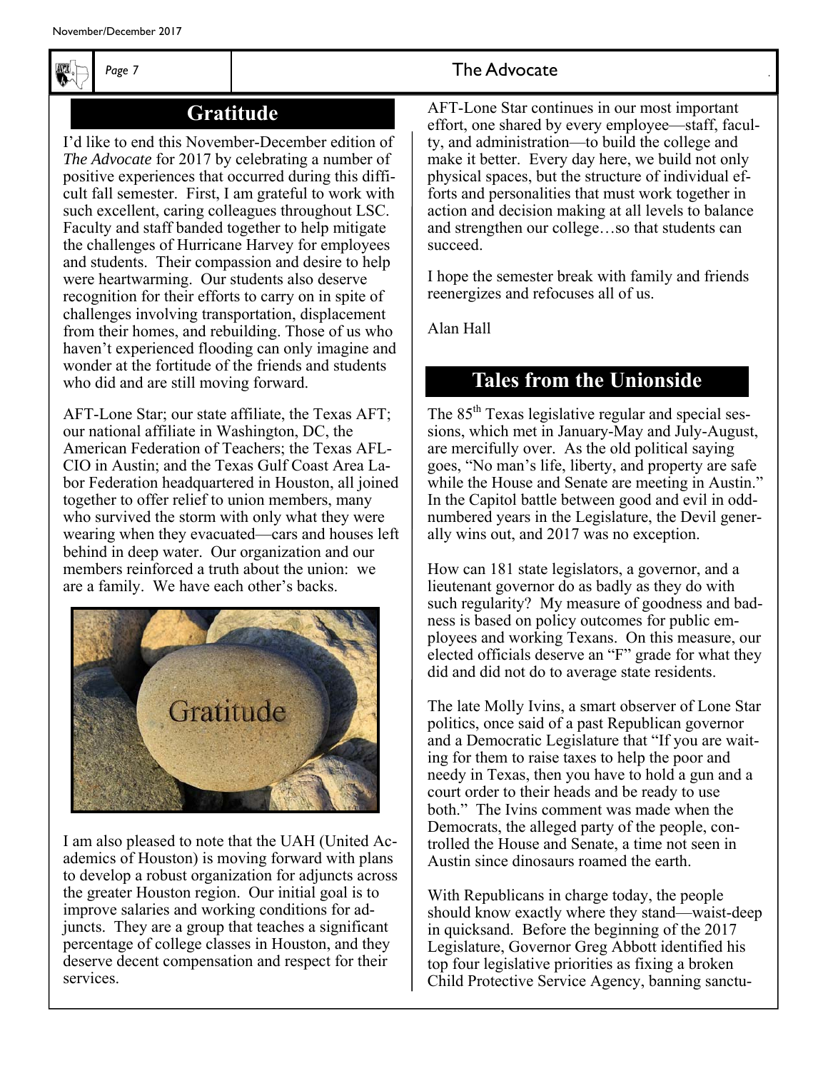## Gratitude

I'd like to end this November-December edition of *The Advocate* for 2017 by celebrating a number of positive experiences that occurred during this difficult fall semester. First, I am grateful to work with such excellent, caring colleagues throughout LSC. Faculty and staff banded together to help mitigate the challenges of Hurricane Harvey for employees and students. Their compassion and desire to help were heartwarming. Our students also deserve recognition for their efforts to carry on in spite of challenges involving transportation, displacement from their homes, and rebuilding. Those of us who haven't experienced flooding can only imagine and wonder at the fortitude of the friends and students who did and are still moving forward.

AFT-Lone Star; our state affiliate, the Texas AFT; our national affiliate in Washington, DC, the American Federation of Teachers; the Texas AFL-CIO in Austin; and the Texas Gulf Coast Area Labor Federation headquartered in Houston, all joined together to offer relief to union members, many who survived the storm with only what they were wearing when they evacuated—cars and houses left behind in deep water. Our organization and our members reinforced a truth about the union: we are a family. We have each other's backs.

I am also pleased to note that the UAH (United Academics of Houston) is moving forward with plans to develop a robust organization for adjuncts across the greater Houston region. Our initial goal is to improve salaries and working conditions for adjuncts. They are a group that teaches a significant percentage of college classes in Houston, and they deserve decent compensation and respect for their services.

AFT-Lone Star continues in our most important effort, one shared by every employee—staff, faculty, and administration—to build the college and make it better. Every day here, we build not only physical spaces, but the structure of individual efforts and personalities that must work together in action and decision making at all levels to balance and strengthen our college…so that students can succeed.

I hope the semester break with family and friends reenergizes and refocuses all of us.

Alan Hall

## Tales from the Unionside

The 85th Texas legislative regular and special sessions, which met in January-May and July-August, are mercifully over. As the old political saying goes, "No man's life, liberty, and property are safe while the House and Senate are meeting in Austin." In the Capitol battle between good and evil in odd-numbered years in the Legislature, the Devil generally wins out, and 2017 was no exception.

How can 181 state legislators, a governor, and a lieutenant governor do as badly as they do with such regularity? My measure of goodness and badness is based on policy outcomes for public employees and working Texans. On this measure, our elected officials deserve an "F" grade for what they did and did not do to average state residents.

The late Molly Ivins, a smart observer of Lone Star politics, once said of a past Republican governor and a Democratic Legislature that "If you are waiting for them to raise taxes to help the poor and needy in Texas, then you have to hold a gun and a court order to their heads and be ready to use both." The Ivins comment was made when the Democrats, the alleged party of the people, controlled the House and Senate, a time not seen in Austin since dinosaurs roamed the earth.

With Republicans in charge today, the people should know exactly where they stand—waist-deep in quicksand. Before the beginning of the 2017 Legislature, Governor Greg Abbott identified his top four legislative priorities as fixing a broken Child Protective Service Agency, banning sanctu-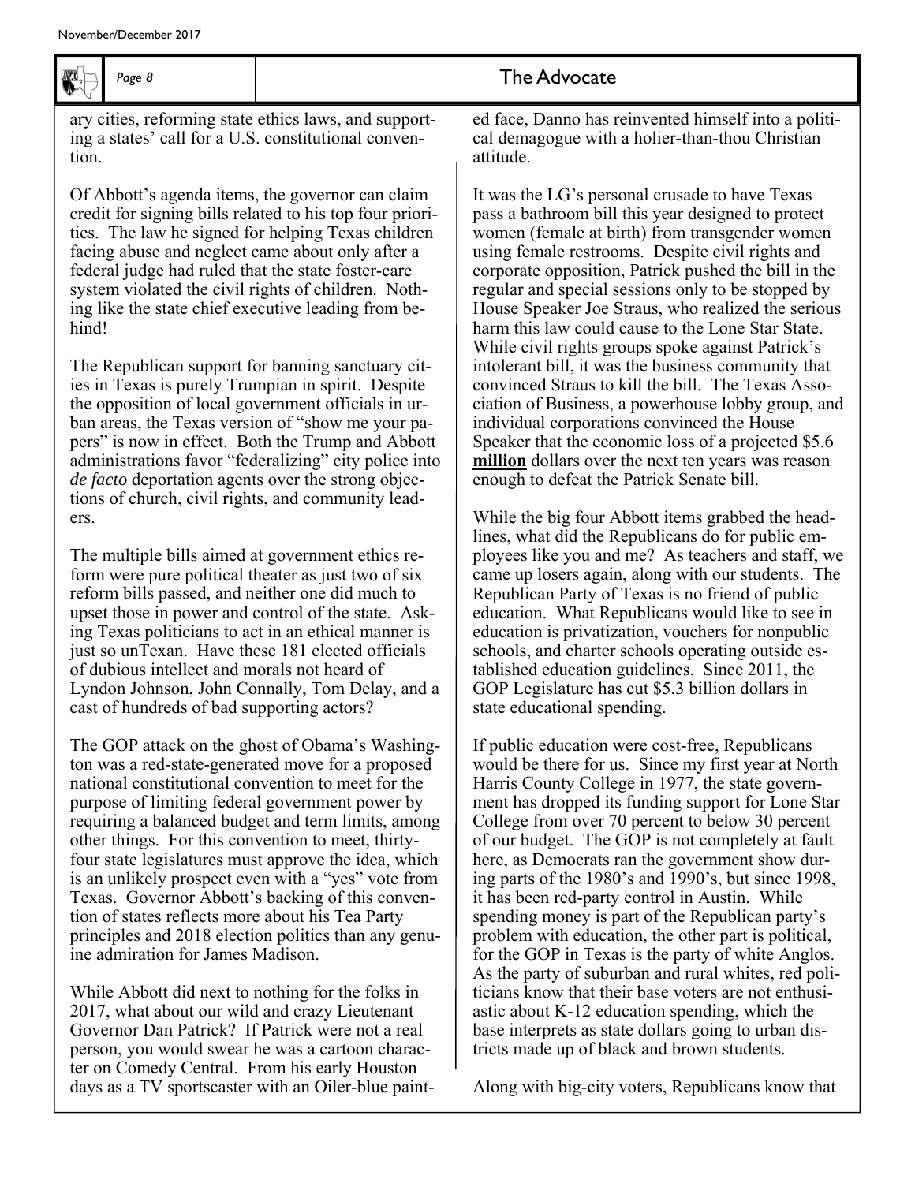ary cities, reforming state ethics laws, and supporting a states' call for a U.S. constitutional convention.

Of Abbott's agenda items, the governor can claim credit for signing bills related to his top four priorities. The law he signed for helping Texas children facing abuse and neglect came about only after a federal judge had ruled that the state foster-care system violated the civil rights of children. Nothing like the state chief executive leading from behind!

The Republican support for banning sanctuary cities in Texas is purely Trumpian in spirit. Despite the opposition of local government officials in urban areas, the Texas version of "show me your papers" is now in effect. Both the Trump and Abbott administrations favor "federalizing" city police into *de facto* deportation agents over the strong objections of church, civil rights, and community leaders.

The multiple bills aimed at government ethics reform were pure political theater as just two of six reform bills passed, and neither one did much to upset those in power and control of the state. Asking Texas politicians to act in an ethical manner is just so unTexan. Have these 181 elected officials of dubious intellect and morals not heard of Lyndon Johnson, John Connally, Tom Delay, and a cast of hundreds of bad supporting actors?

The GOP attack on the ghost of Obama's Washington was a red-state-generated move for a proposed national constitutional convention to meet for the purpose of limiting federal government power by requiring a balanced budget and term limits, among other things. For this convention to meet, thirty-four state legislatures must approve the idea, which is an unlikely prospect even with a "yes" vote from Texas. Governor Abbott's backing of this convention of states reflects more about his Tea Party principles and 2018 election politics than any genuine admiration for James Madison.

While Abbott did next to nothing for the folks in 2017, what about our wild and crazy Lieutenant Governor Dan Patrick? If Patrick were not a real person, you would swear he was a cartoon character on Comedy Central. From his early Houston days as a TV sportscaster with an Oiler-blue painted face, Danno has reinvented himself into a political demagogue with a holier-than-thou Christian attitude.

It was the LG's personal crusade to have Texas pass a bathroom bill this year designed to protect women (female at birth) from transgender women using female restrooms. Despite civil rights and corporate opposition, Patrick pushed the bill in the regular and special sessions only to be stopped by House Speaker Joe Straus, who realized the serious harm this law could cause to the Lone Star State. While civil rights groups spoke against Patrick's intolerant bill, it was the business community that convinced Straus to kill the bill. The Texas Association of Business, a powerhouse lobby group, and individual corporations convinced the House Speaker that the economic loss of a projected $5.6 **million** dollars over the next ten years was reason enough to defeat the Patrick Senate bill.

While the big four Abbott items grabbed the headlines, what did the Republicans do for public employees like you and me? As teachers and staff, we came up losers again, along with our students. The Republican Party of Texas is no friend of public education. What Republicans would like to see in education is privatization, vouchers for nonpublic schools, and charter schools operating outside established education guidelines. Since 2011, the GOP Legislature has cut $5.3 billion dollars in state educational spending.

If public education were cost-free, Republicans would be there for us. Since my first year at North Harris County College in 1977, the state government has dropped its funding support for Lone Star College from over 70 percent to below 30 percent of our budget. The GOP is not completely at fault here, as Democrats ran the government show during parts of the 1980's and 1990's, but since 1998, it has been red-party control in Austin. While spending money is part of the Republican party's problem with education, the other part is political, for the GOP in Texas is the party of white Anglos. As the party of suburban and rural whites, red politicians know that their base voters are not enthusiastic about K-12 education spending, which the base interprets as state dollars going to urban districts made up of black and brown students.

Along with big-city voters, Republicans know that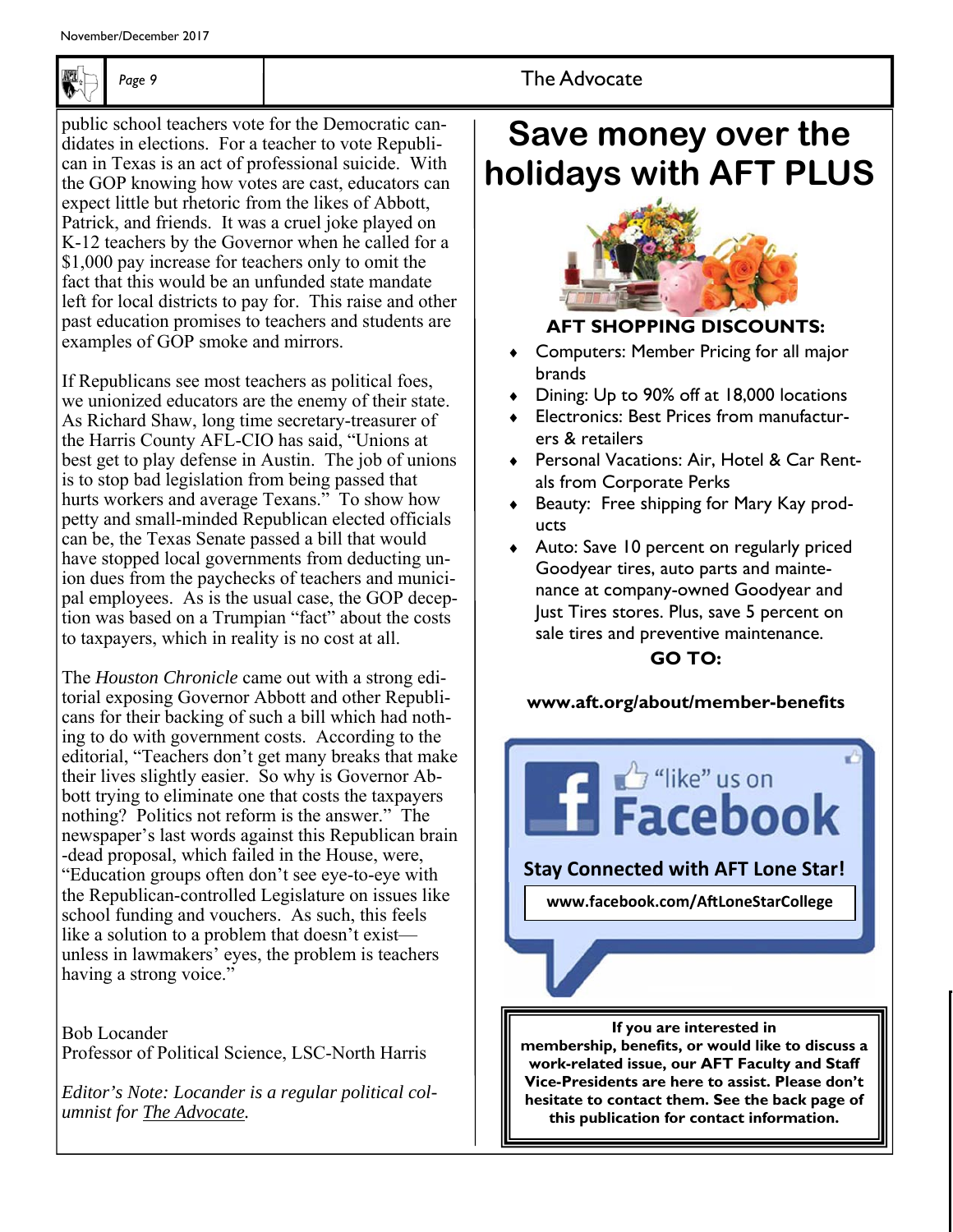public school teachers vote for the Democratic candidates in elections. For a teacher to vote Republican in Texas is an act of professional suicide. With the GOP knowing how votes are cast, educators can expect little but rhetoric from the likes of Abbott, Patrick, and friends. It was a cruel joke played on K-12 teachers by the Governor when he called for a $1,000 pay increase for teachers only to omit the fact that this would be an unfunded state mandate left for local districts to pay for. This raise and other past education promises to teachers and students are examples of GOP smoke and mirrors.

If Republicans see most teachers as political foes, we unionized educators are the enemy of their state. As Richard Shaw, long time secretary-treasurer of the Harris County AFL-CIO has said, "Unions at best get to play defense in Austin. The job of unions is to stop bad legislation from being passed that hurts workers and average Texans." To show how petty and small-minded Republican elected officials can be, the Texas Senate passed a bill that would have stopped local governments from deducting union dues from the paychecks of teachers and municipal employees. As is the usual case, the GOP deception was based on a Trumpian "fact" about the costs to taxpayers, which in reality is no cost at all.

The *Houston Chronicle* came out with a strong editorial exposing Governor Abbott and other Republicans for their backing of such a bill which had nothing to do with government costs. According to the editorial, "Teachers don't get many breaks that make their lives slightly easier. So why is Governor Abbott trying to eliminate one that costs the taxpayers nothing? Politics not reform is the answer." The newspaper's last words against this Republican brain-dead proposal, which failed in the House, were, "Education groups often don't see eye-to-eye with the Republican-controlled Legislature on issues like school funding and vouchers. As such, this feels like a solution to a problem that doesn't exist—unless in lawmakers' eyes, the problem is teachers having a strong voice."

Bob Locander
Professor of Political Science, LSC-North Harris

*Editor's Note: Locander is a regular political columnist for The Advocate.*

# Save money over the holidays with AFT PLUS

**AFT SHOPPING DISCOUNTS:**

- Computers: Member Pricing for all major brands
- Dining: Up to 90% off at 18,000 locations
- Electronics: Best Prices from manufacturers & retailers
- Personal Vacations: Air, Hotel & Car Rentals from Corporate Perks
- Beauty: Free shipping for Mary Kay products
- Auto: Save 10 percent on regularly priced Goodyear tires, auto parts and maintenance at company-owned Goodyear and Just Tires stores. Plus, save 5 percent on sale tires and preventive maintenance.

**GO TO:**

**www.aft.org/about/member-benefits**

"like" us on Facebook

**Stay Connected with AFT Lone Star!**

**www.facebook.com/AftLoneStarCollege**

**If you are interested in membership, benefits, or would like to discuss a work-related issue, our AFT Faculty and Staff Vice-Presidents are here to assist. Please don't hesitate to contact them. See the back page of this publication for contact information.**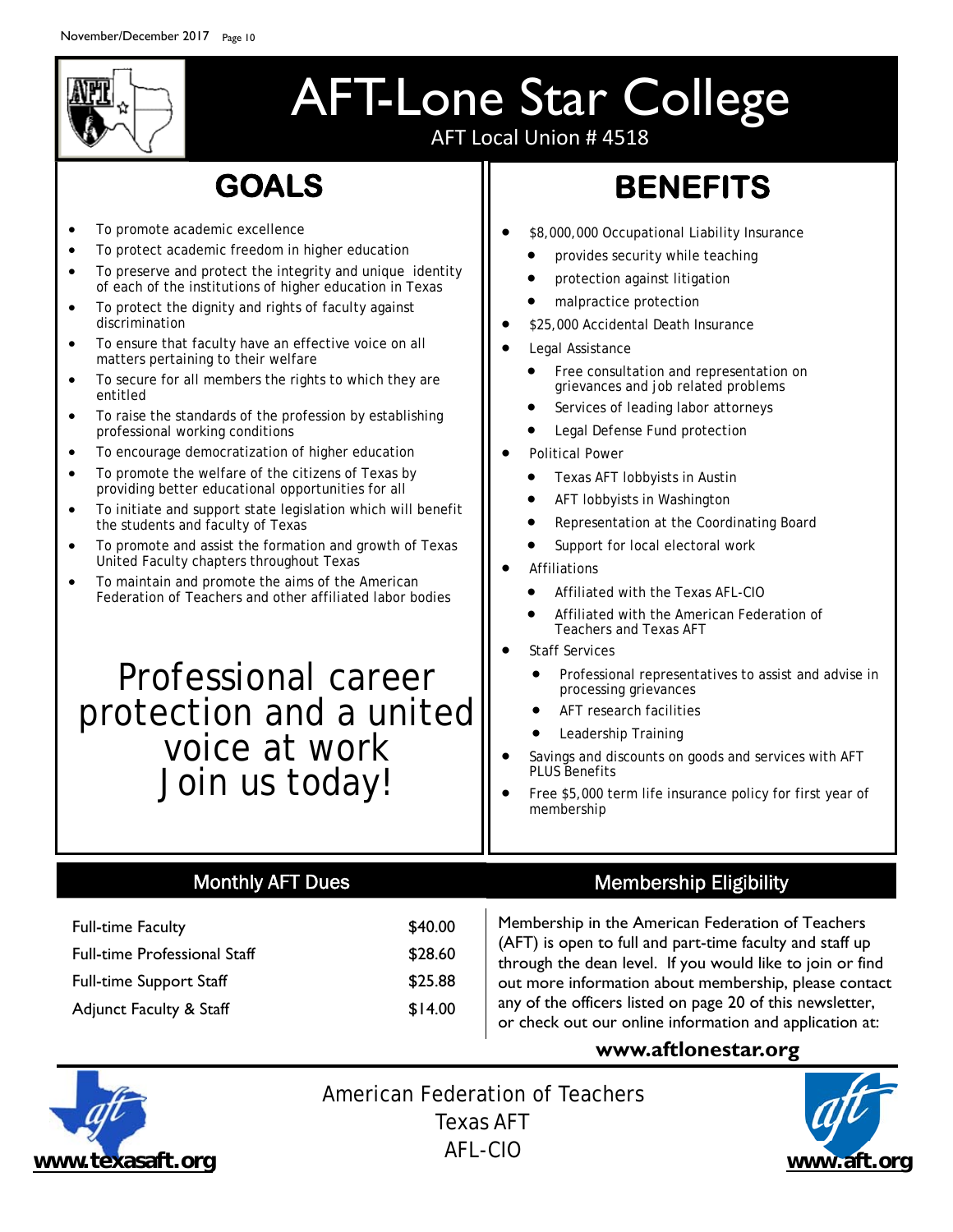# AFT-Lone Star College

AFT Local Union # 4518

## GOALS

- To promote academic excellence
- To protect academic freedom in higher education
- To preserve and protect the integrity and unique identity of each of the institutions of higher education in Texas
- To protect the dignity and rights of faculty against discrimination
- To ensure that faculty have an effective voice on all matters pertaining to their welfare
- To secure for all members the rights to which they are entitled
- To raise the standards of the profession by establishing professional working conditions
- To encourage democratization of higher education
- To promote the welfare of the citizens of Texas by providing better educational opportunities for all
- To initiate and support state legislation which will benefit the students and faculty of Texas
- To promote and assist the formation and growth of Texas United Faculty chapters throughout Texas
- To maintain and promote the aims of the American Federation of Teachers and other affiliated labor bodies

Professional career protection and a united voice at work
Join us today!

## BENEFITS

- $8,000,000 Occupational Liability Insurance
  - provides security while teaching
  - protection against litigation
  - malpractice protection
- $25,000 Accidental Death Insurance
- Legal Assistance
  - Free consultation and representation on grievances and job related problems
  - Services of leading labor attorneys
  - Legal Defense Fund protection
- Political Power
  - Texas AFT lobbyists in Austin
  - AFT lobbyists in Washington
  - Representation at the Coordinating Board
  - Support for local electoral work
- Affiliations
  - Affiliated with the Texas AFL-CIO
  - Affiliated with the American Federation of Teachers and Texas AFT
- Staff Services
  - Professional representatives to assist and advise in processing grievances
  - AFT research facilities
  - Leadership Training
- Savings and discounts on goods and services with AFT PLUS Benefits
- Free $5,000 term life insurance policy for first year of membership

## Monthly AFT Dues

| | |
|---|---|
| Full-time Faculty | $40.00 |
| Full-time Professional Staff | $28.60 |
| Full-time Support Staff | $25.88 |
| Adjunct Faculty & Staff | $14.00 |

## Membership Eligibility

Membership in the American Federation of Teachers (AFT) is open to full and part-time faculty and staff up through the dean level. If you would like to join or find out more information about membership, please contact any of the officers listed on page 20 of this newsletter, or check out our online information and application at:

**www.aftlonestar.org**

**www.texasaft.org**

American Federation of Teachers
Texas AFT
AFL-CIO

**www.aft.org**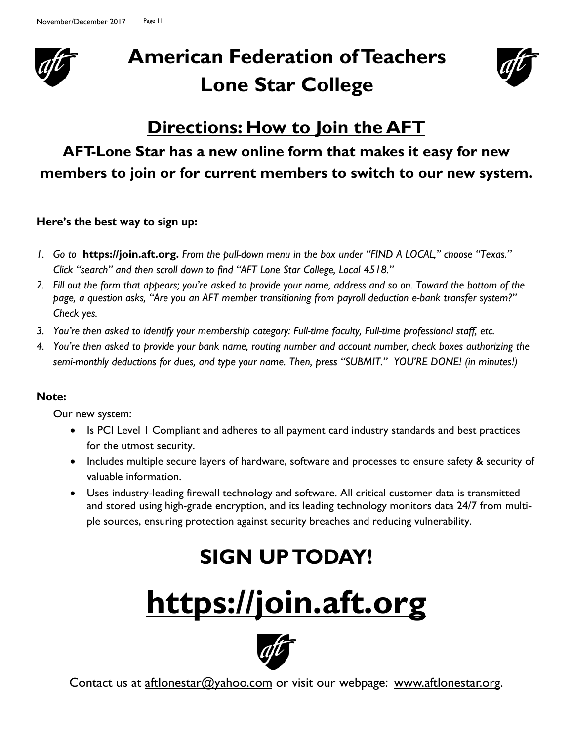# American Federation of Teachers
# Lone Star College

## Directions: How to Join the AFT

### AFT-Lone Star has a new online form that makes it easy for new members to join or for current members to switch to our new system.

**Here's the best way to sign up:**

1. *Go to* **https://join.aft.org**. *From the pull-down menu in the box under "FIND A LOCAL," choose "Texas." Click "search" and then scroll down to find "AFT Lone Star College, Local 4518."*
2. *Fill out the form that appears; you're asked to provide your name, address and so on. Toward the bottom of the page, a question asks, "Are you an AFT member transitioning from payroll deduction e-bank transfer system?" Check yes.*
3. *You're then asked to identify your membership category: Full-time faculty, Full-time professional staff, etc.*
4. *You're then asked to provide your bank name, routing number and account number, check boxes authorizing the semi-monthly deductions for dues, and type your name. Then, press "SUBMIT." YOU'RE DONE! (in minutes!)*

**Note:**

Our new system:

- Is PCI Level 1 Compliant and adheres to all payment card industry standards and best practices for the utmost security.
- Includes multiple secure layers of hardware, software and processes to ensure safety & security of valuable information.
- Uses industry-leading firewall technology and software. All critical customer data is transmitted and stored using high-grade encryption, and its leading technology monitors data 24/7 from multiple sources, ensuring protection against security breaches and reducing vulnerability.

## SIGN UP TODAY!

# https://join.aft.org

Contact us at aftlonestar@yahoo.com or visit our webpage: www.aftlonestar.org.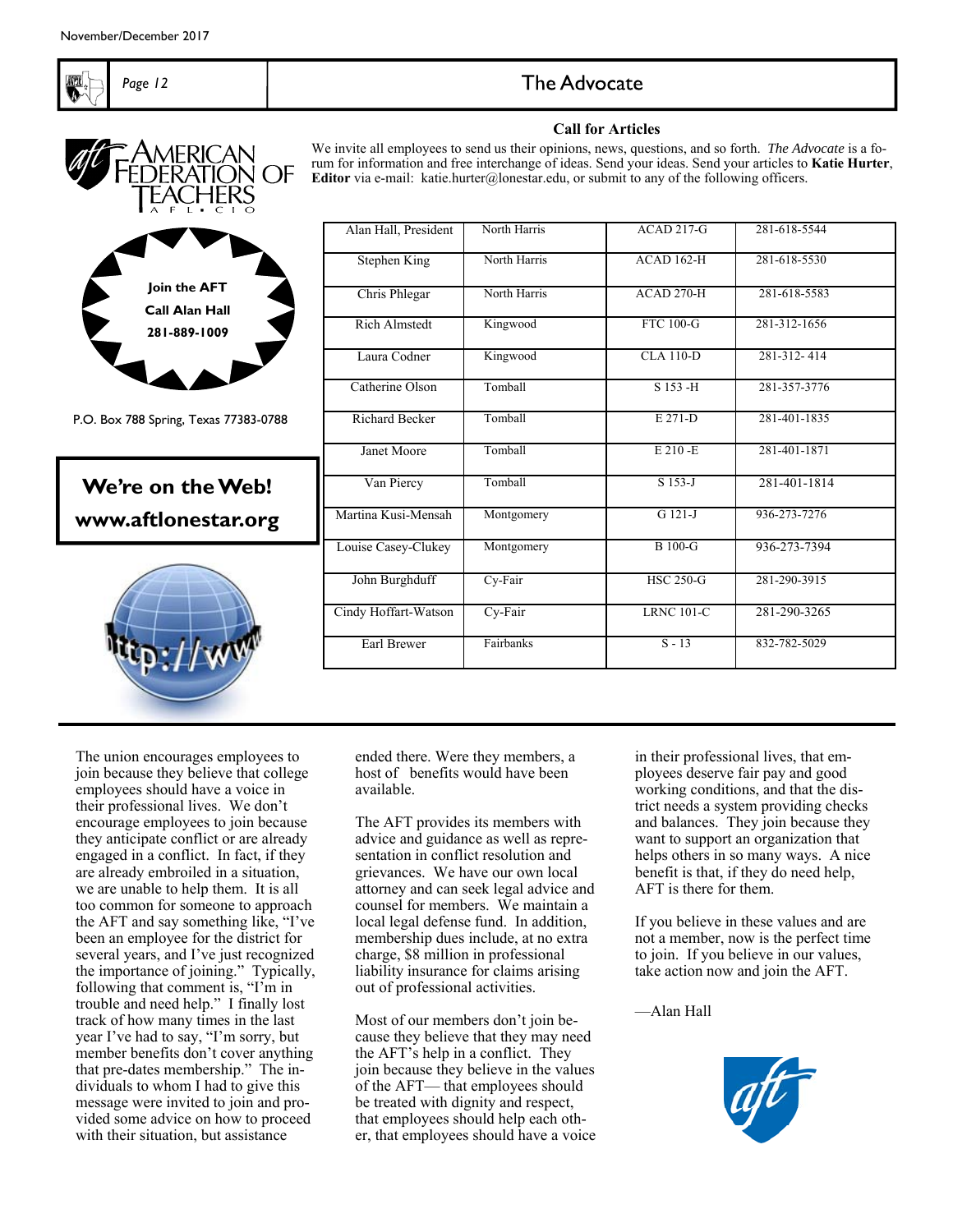American Federation of Teachers AFL-CIO

Join the AFT

Call Alan Hall

281-889-1009

P.O. Box 788 Spring, Texas 77383-0788

**We're on the Web!**

**www.aftlonestar.org**

### Call for Articles

We invite all employees to send us their opinions, news, questions, and so forth. *The Advocate* is a forum for information and free interchange of ideas. Send your ideas. Send your articles to **Katie Hurter**, **Editor** via e-mail: katie.hurter@lonestar.edu, or submit to any of the following officers.

| | | | |
|---|---|---|---|
| Alan Hall, President | North Harris | ACAD 217-G | 281-618-5544 |
| Stephen King | North Harris | ACAD 162-H | 281-618-5530 |
| Chris Phlegar | North Harris | ACAD 270-H | 281-618-5583 |
| Rich Almstedt | Kingwood | FTC 100-G | 281-312-1656 |
| Laura Codner | Kingwood | CLA 110-D | 281-312- 414 |
| Catherine Olson | Tomball | S 153 -H | 281-357-3776 |
| Richard Becker | Tomball | E 271-D | 281-401-1835 |
| Janet Moore | Tomball | E 210 -E | 281-401-1871 |
| Van Piercy | Tomball | S 153-J | 281-401-1814 |
| Martina Kusi-Mensah | Montgomery | G 121-J | 936-273-7276 |
| Louise Casey-Clukey | Montgomery | B 100-G | 936-273-7394 |
| John Burghduff | Cy-Fair | HSC 250-G | 281-290-3915 |
| Cindy Hoffart-Watson | Cy-Fair | LRNC 101-C | 281-290-3265 |
| Earl Brewer | Fairbanks | S - 13 | 832-782-5029 |

The union encourages employees to join because they believe that college employees should have a voice in their professional lives. We don't encourage employees to join because they anticipate conflict or are already engaged in a conflict. In fact, if they are already embroiled in a situation, we are unable to help them. It is all too common for someone to approach the AFT and say something like, "I've been an employee for the district for several years, and I've just recognized the importance of joining." Typically, following that comment is, "I'm in trouble and need help." I finally lost track of how many times in the last year I've had to say, "I'm sorry, but member benefits don't cover anything that pre-dates membership." The individuals to whom I had to give this message were invited to join and provided some advice on how to proceed with their situation, but assistance ended there. Were they members, a host of benefits would have been available.

The AFT provides its members with advice and guidance as well as representation in conflict resolution and grievances. We have our own local attorney and can seek legal advice and counsel for members. We maintain a local legal defense fund. In addition, membership dues include, at no extra charge, $8 million in professional liability insurance for claims arising out of professional activities.

Most of our members don't join because they believe that they may need the AFT's help in a conflict. They join because they believe in the values of the AFT— that employees should be treated with dignity and respect, that employees should help each other, that employees should have a voice in their professional lives, that employees deserve fair pay and good working conditions, and that the district needs a system providing checks and balances. They join because they want to support an organization that helps others in so many ways. A nice benefit is that, if they do need help, AFT is there for them.

If you believe in these values and are not a member, now is the perfect time to join. If you believe in our values, take action now and join the AFT.

—Alan Hall